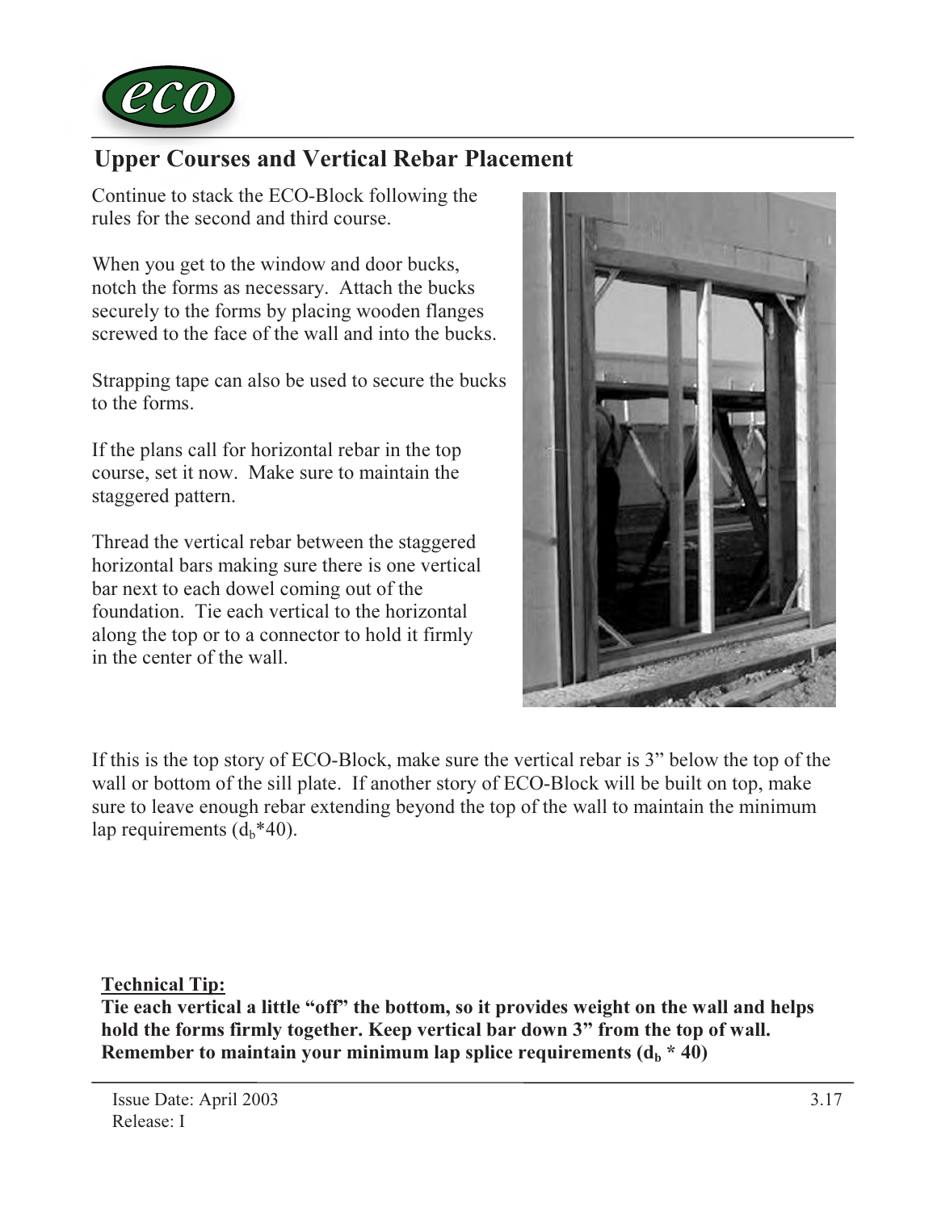## Upper Courses and Vertical Rebar Placement

Continue to stack the ECO-Block following the rules for the second and third course.

When you get to the window and door bucks, notch the forms as necessary. Attach the bucks securely to the forms by placing wooden flanges screwed to the face of the wall and into the bucks.

Strapping tape can also be used to secure the bucks to the forms.

If the plans call for horizontal rebar in the top course, set it now. Make sure to maintain the staggered pattern.

Thread the vertical rebar between the staggered horizontal bars making sure there is one vertical bar next to each dowel coming out of the foundation. Tie each vertical to the horizontal along the top or to a connector to hold it firmly in the center of the wall.

If this is the top story of ECO-Block, make sure the vertical rebar is 3" below the top of the wall or bottom of the sill plate. If another story of ECO-Block will be built on top, make sure to leave enough rebar extending beyond the top of the wall to maintain the minimum lap requirements ($d_b$*40).

**Technical Tip:**

**Tie each vertical a little "off" the bottom, so it provides weight on the wall and helps hold the forms firmly together. Keep vertical bar down 3" from the top of wall. Remember to maintain your minimum lap splice requirements ($d_b$ * 40)**

Issue Date: April 2003
Release: I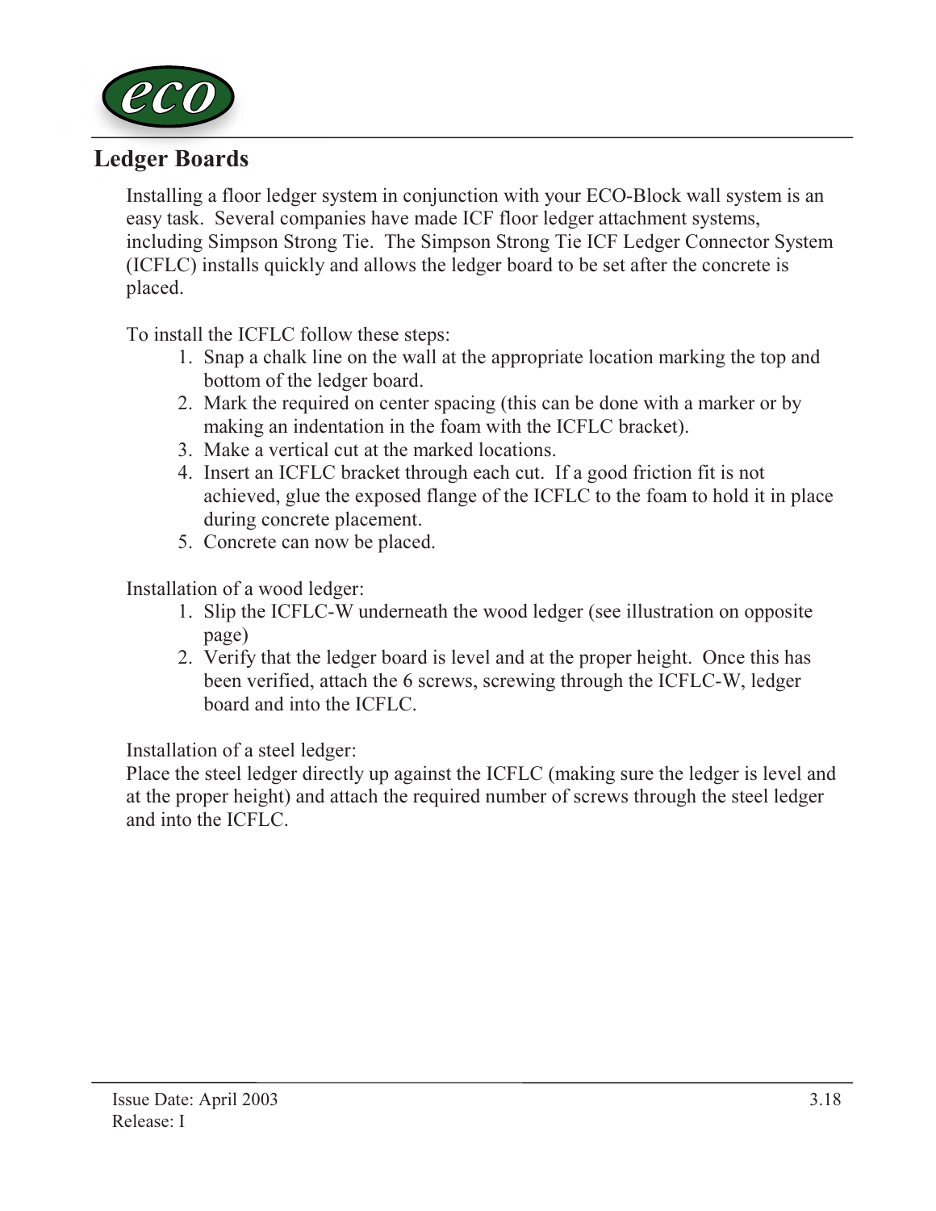## Ledger Boards

Installing a floor ledger system in conjunction with your ECO-Block wall system is an easy task. Several companies have made ICF floor ledger attachment systems, including Simpson Strong Tie. The Simpson Strong Tie ICF Ledger Connector System (ICFLC) installs quickly and allows the ledger board to be set after the concrete is placed.

To install the ICFLC follow these steps:

1. Snap a chalk line on the wall at the appropriate location marking the top and bottom of the ledger board.
2. Mark the required on center spacing (this can be done with a marker or by making an indentation in the foam with the ICFLC bracket).
3. Make a vertical cut at the marked locations.
4. Insert an ICFLC bracket through each cut. If a good friction fit is not achieved, glue the exposed flange of the ICFLC to the foam to hold it in place during concrete placement.
5. Concrete can now be placed.

Installation of a wood ledger:

1. Slip the ICFLC-W underneath the wood ledger (see illustration on opposite page)
2. Verify that the ledger board is level and at the proper height. Once this has been verified, attach the 6 screws, screwing through the ICFLC-W, ledger board and into the ICFLC.

Installation of a steel ledger:

Place the steel ledger directly up against the ICFLC (making sure the ledger is level and at the proper height) and attach the required number of screws through the steel ledger and into the ICFLC.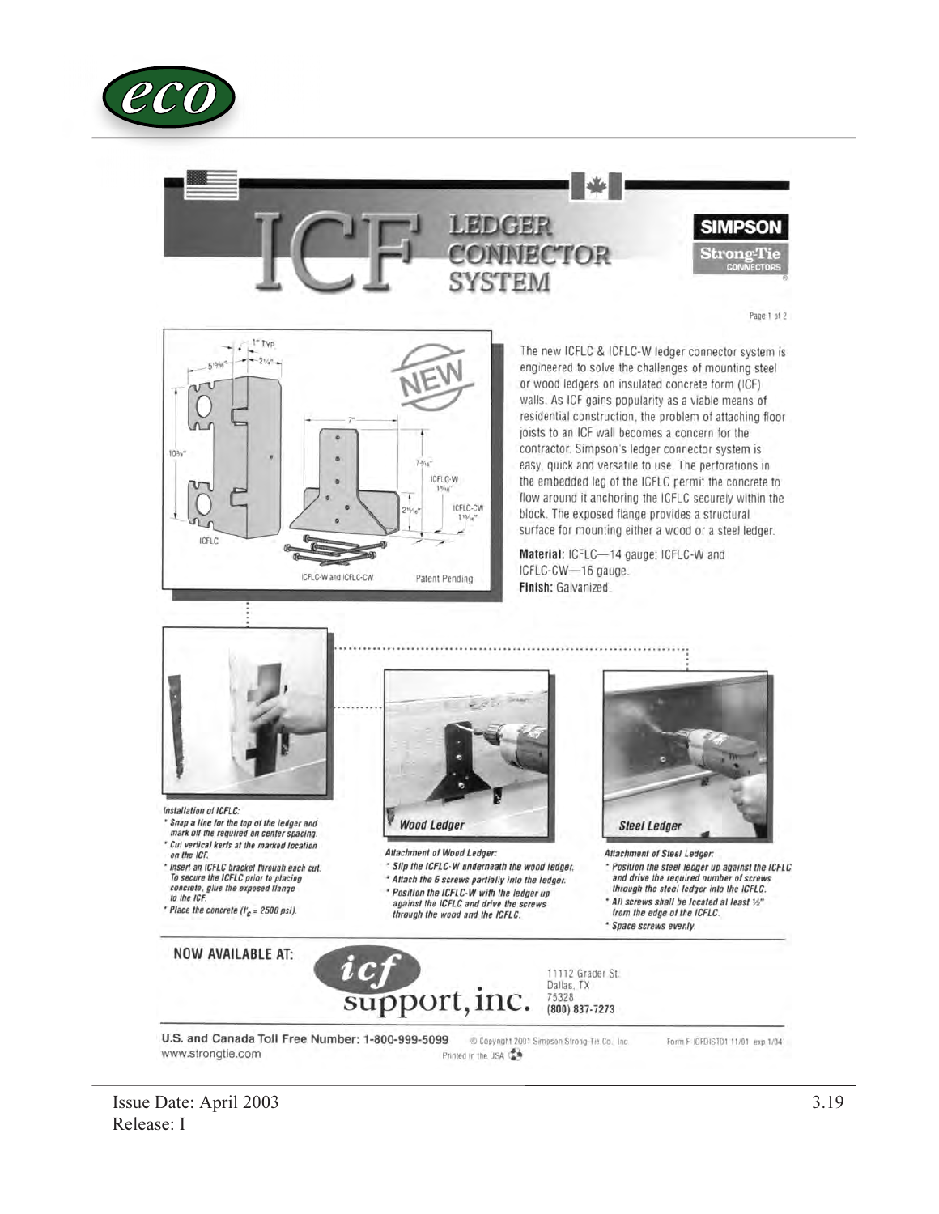# ICF LEDGER CONNECTOR SYSTEM

SIMPSON Strong-Tie CONNECTORS

Page 1 of 2

ICFLC — 1" TYP. — 2¼" — 5[15/16]" — 10⅝"

ICFLC-W and ICFLC-CW — 7" — 7[5/16]" — ICFLC-W 1⅝" — ICFLC-CW 1[11/16]" — 2[11/16]"

NEW

Patent Pending

The new ICFLC & ICFLC-W ledger connector system is engineered to solve the challenges of mounting steel or wood ledgers on insulated concrete form (ICF) walls. As ICF gains popularity as a viable means of residential construction, the problem of attaching floor joists to an ICF wall becomes a concern for the contractor. Simpson's ledger connector system is easy, quick and versatile to use. The perforations in the embedded leg of the ICFLC permit the concrete to flow around it anchoring the ICFLC securely within the block. The exposed flange provides a structural surface for mounting either a wood or a steel ledger.

**Material:** ICFLC—14 gauge; ICFLC-W and ICFLC-CW—16 gauge.
**Finish:** Galvanized.

*Installation of ICFLC:*
- *Snap a line for the top of the ledger and mark off the required on center spacing.*
- *Cut vertical kerfs at the marked location on the ICF.*
- *Insert an ICFLC bracket through each cut. To secure the ICFLC prior to placing concrete, glue the exposed flange to the ICF.*
- *Place the concrete ($f'_c$ = 2500 psi).*

**Wood Ledger**

*Attachment of Wood Ledger:*
- *Slip the ICFLC-W underneath the wood ledger.*
- *Attach the 6 screws partially into the ledger.*
- *Position the ICFLC-W with the ledger up against the ICFLC and drive the screws through the wood and the ICFLC.*

**Steel Ledger**

*Attachment of Steel Ledger:*
- *Position the steel ledger up against the ICFLC and drive the required number of screws through the steel ledger into the ICFLC.*
- *All screws shall be located at least ½" from the edge of the ICFLC.*
- *Space screws evenly.*

**NOW AVAILABLE AT:**

icf support, inc.
11112 Grader St.
Dallas, TX
75328
(800) 837-7273

**U.S. and Canada Toll Free Number: 1-800-999-5099**
www.strongtie.com

© Copyright 2001 Simpson Strong-Tie Co., Inc.
Printed in the USA

Form F-ICFDIST01 11/01 exp 1/04

Issue Date: April 2003
Release: I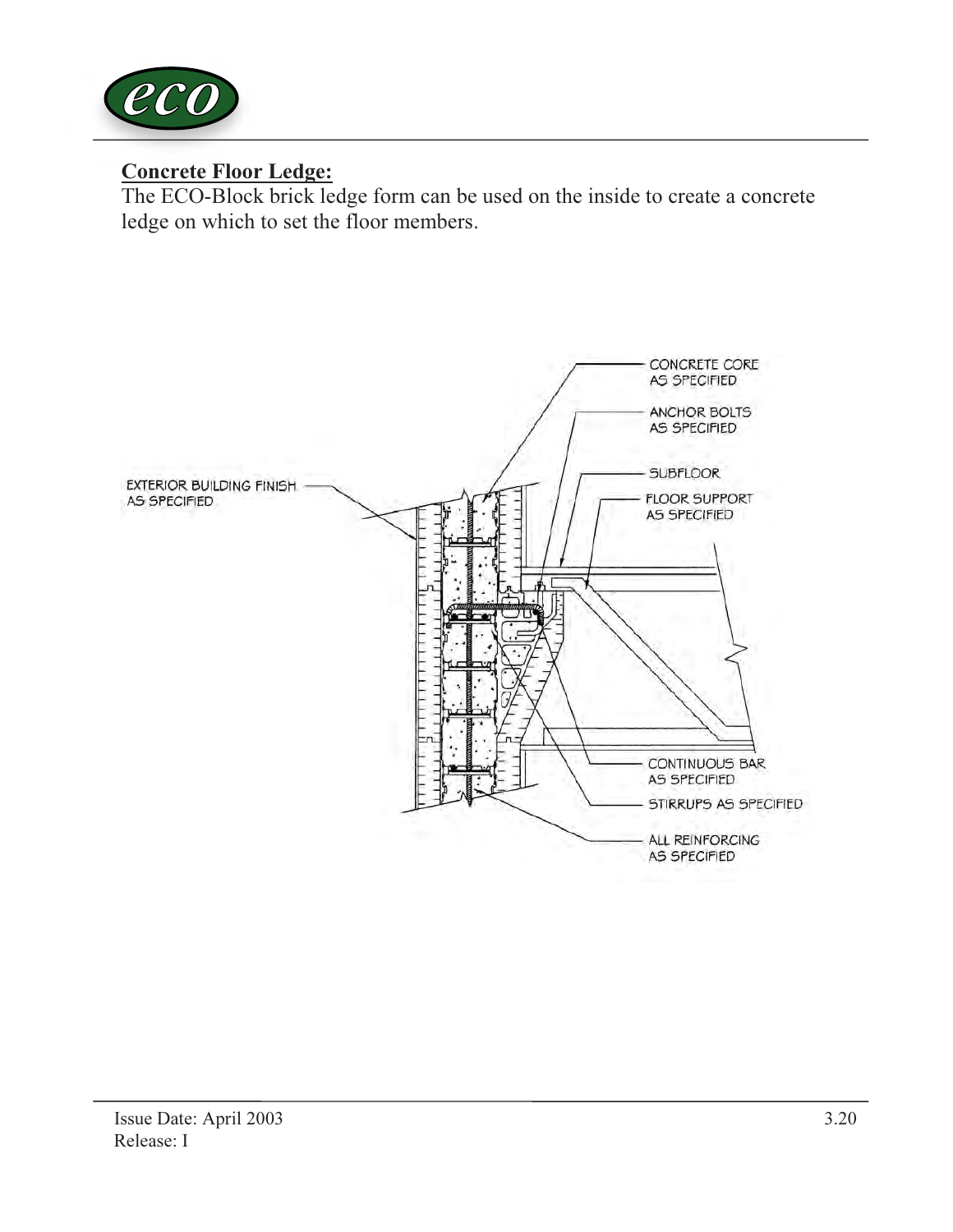## Concrete Floor Ledge:

The ECO-Block brick ledge form can be used on the inside to create a concrete ledge on which to set the floor members.

CONCRETE CORE AS SPECIFIED

ANCHOR BOLTS AS SPECIFIED

SUBFLOOR

FLOOR SUPPORT AS SPECIFIED

EXTERIOR BUILDING FINISH AS SPECIFIED

CONTINUOUS BAR AS SPECIFIED

STIRRUPS AS SPECIFIED

ALL REINFORCING AS SPECIFIED

Issue Date: April 2003
Release: I